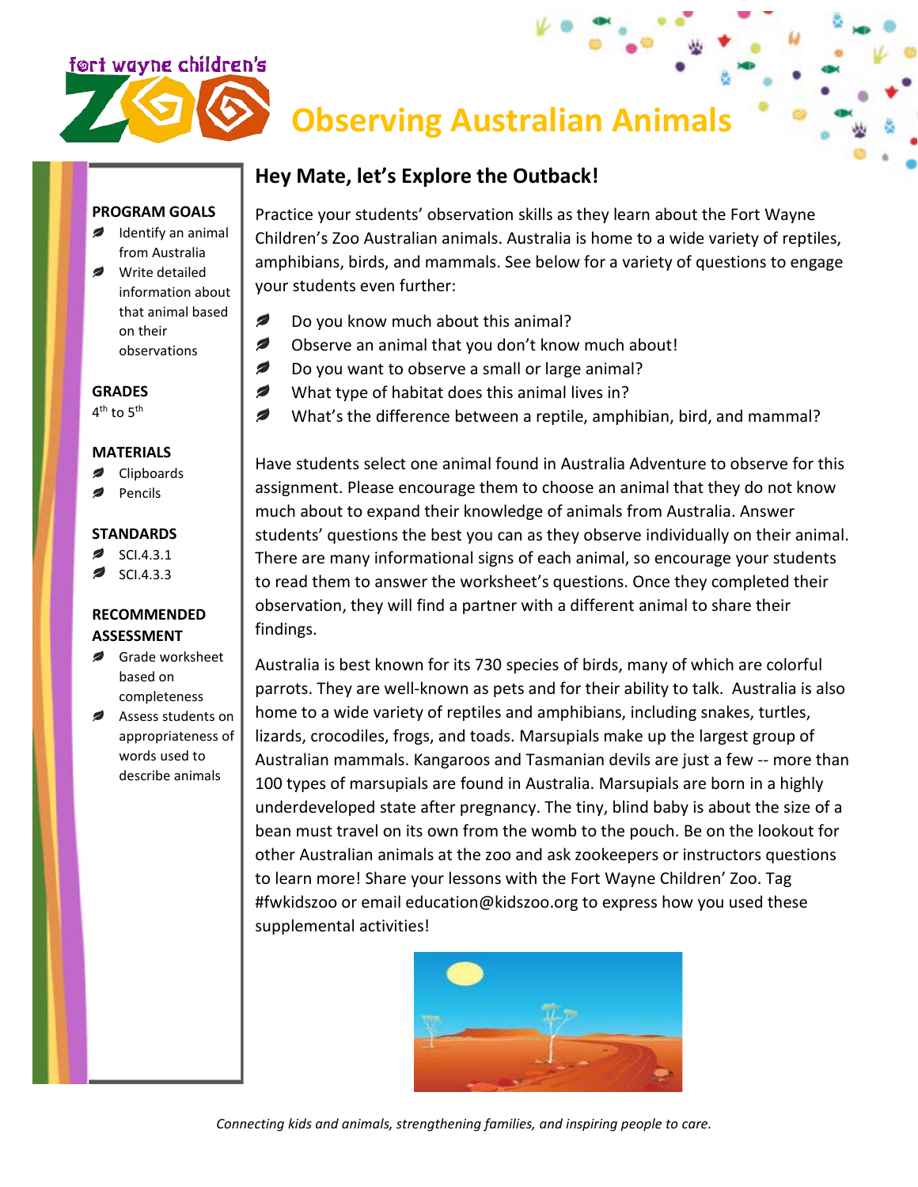fort wayne children's ZOO

# Observing Australian Animals

**PROGRAM GOALS**
- Identify an animal from Australia
- Write detailed information about that animal based on their observations

**GRADES**
4th to 5th

**MATERIALS**
- Clipboards
- Pencils

**STANDARDS**
- SCI.4.3.1
- SCI.4.3.3

**RECOMMENDED ASSESSMENT**
- Grade worksheet based on completeness
- Assess students on appropriateness of words used to describe animals

## Hey Mate, let's Explore the Outback!

Practice your students' observation skills as they learn about the Fort Wayne Children's Zoo Australian animals. Australia is home to a wide variety of reptiles, amphibians, birds, and mammals. See below for a variety of questions to engage your students even further:

- Do you know much about this animal?
- Observe an animal that you don't know much about!
- Do you want to observe a small or large animal?
- What type of habitat does this animal lives in?
- What's the difference between a reptile, amphibian, bird, and mammal?

Have students select one animal found in Australia Adventure to observe for this assignment. Please encourage them to choose an animal that they do not know much about to expand their knowledge of animals from Australia. Answer students' questions the best you can as they observe individually on their animal. There are many informational signs of each animal, so encourage your students to read them to answer the worksheet's questions. Once they completed their observation, they will find a partner with a different animal to share their findings.

Australia is best known for its 730 species of birds, many of which are colorful parrots. They are well-known as pets and for their ability to talk. Australia is also home to a wide variety of reptiles and amphibians, including snakes, turtles, lizards, crocodiles, frogs, and toads. Marsupials make up the largest group of Australian mammals. Kangaroos and Tasmanian devils are just a few -- more than 100 types of marsupials are found in Australia. Marsupials are born in a highly underdeveloped state after pregnancy. The tiny, blind baby is about the size of a bean must travel on its own from the womb to the pouch. Be on the lookout for other Australian animals at the zoo and ask zookeepers or instructors questions to learn more! Share your lessons with the Fort Wayne Children' Zoo. Tag #fwkidszoo or email education@kidszoo.org to express how you used these supplemental activities!

*Connecting kids and animals, strengthening families, and inspiring people to care.*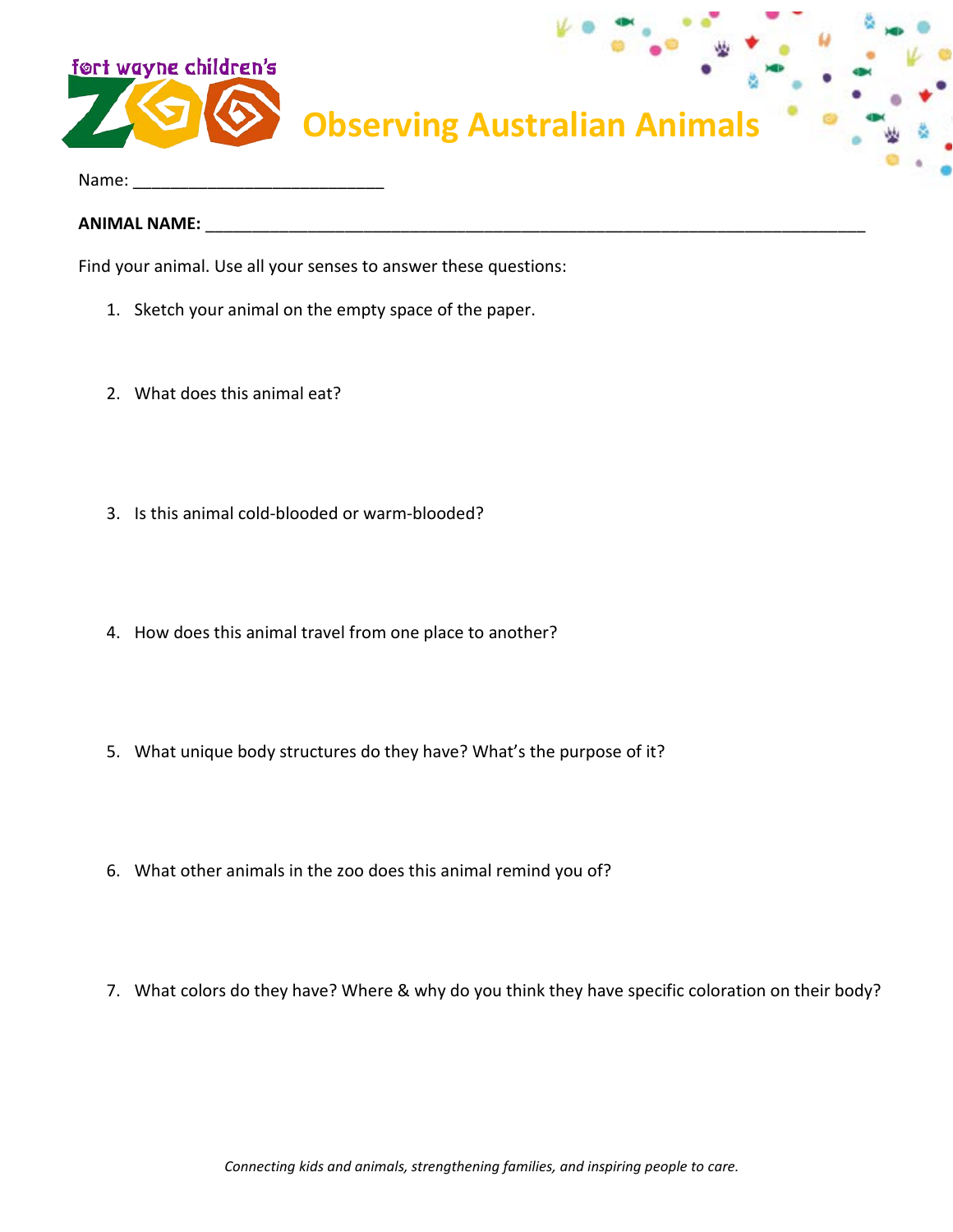fort wayne children's ZOO

# Observing Australian Animals

Name: ___________________________

**ANIMAL NAME:** ________________________________________________________________________

Find your animal. Use all your senses to answer these questions:

1. Sketch your animal on the empty space of the paper.

2. What does this animal eat?

3. Is this animal cold-blooded or warm-blooded?

4. How does this animal travel from one place to another?

5. What unique body structures do they have? What's the purpose of it?

6. What other animals in the zoo does this animal remind you of?

7. What colors do they have? Where & why do you think they have specific coloration on their body?

*Connecting kids and animals, strengthening families, and inspiring people to care.*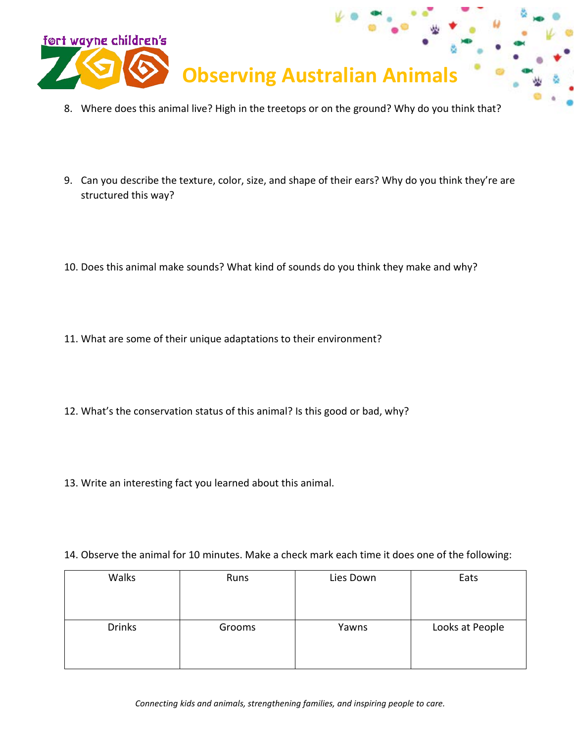# Observing Australian Animals

8. Where does this animal live? High in the treetops or on the ground? Why do you think that?

9. Can you describe the texture, color, size, and shape of their ears? Why do you think they're are structured this way?

10. Does this animal make sounds? What kind of sounds do you think they make and why?

11. What are some of their unique adaptations to their environment?

12. What's the conservation status of this animal? Is this good or bad, why?

13. Write an interesting fact you learned about this animal.

14. Observe the animal for 10 minutes. Make a check mark each time it does one of the following:

| Walks | Runs | Lies Down | Eats |
|---|---|---|---|
| | | | |
| Drinks | Grooms | Yawns | Looks at People |
| | | | |

*Connecting kids and animals, strengthening families, and inspiring people to care.*